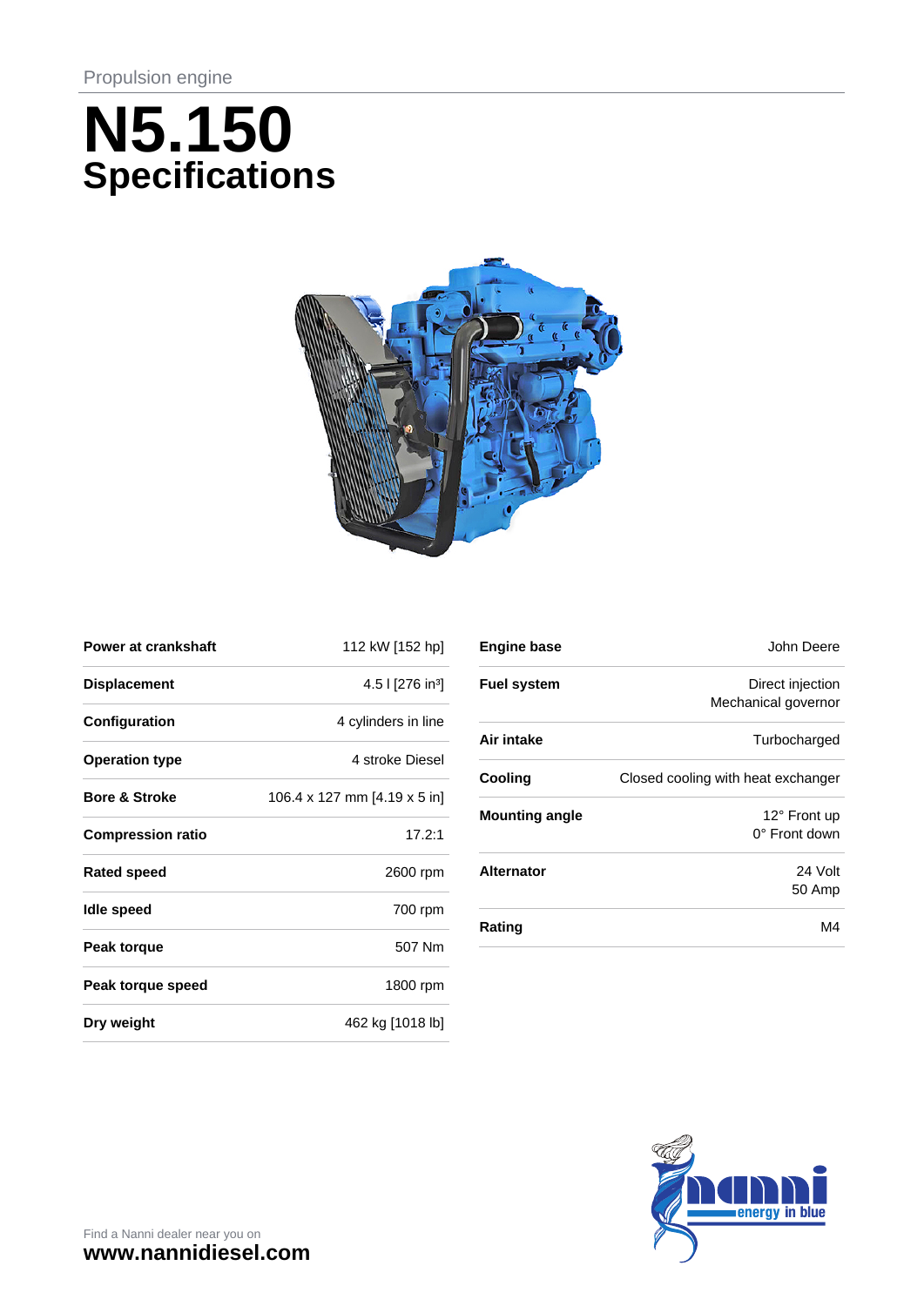Propulsion engine

# N5.150
## Specifications

| | |
|---|---|
| **Power at crankshaft** | 112 kW [152 hp] |
| **Displacement** | 4.5 l [276 in³] |
| **Configuration** | 4 cylinders in line |
| **Operation type** | 4 stroke Diesel |
| **Bore & Stroke** | 106.4 x 127 mm [4.19 x 5 in] |
| **Compression ratio** | 17.2:1 |
| **Rated speed** | 2600 rpm |
| **Idle speed** | 700 rpm |
| **Peak torque** | 507 Nm |
| **Peak torque speed** | 1800 rpm |
| **Dry weight** | 462 kg [1018 lb] |

| | |
|---|---|
| **Engine base** | John Deere |
| **Fuel system** | Direct injection<br>Mechanical governor |
| **Air intake** | Turbocharged |
| **Cooling** | Closed cooling with heat exchanger |
| **Mounting angle** | 12° Front up<br>0° Front down |
| **Alternator** | 24 Volt<br>50 Amp |
| **Rating** | M4 |

Find a Nanni dealer near you on
**www.nannidiesel.com**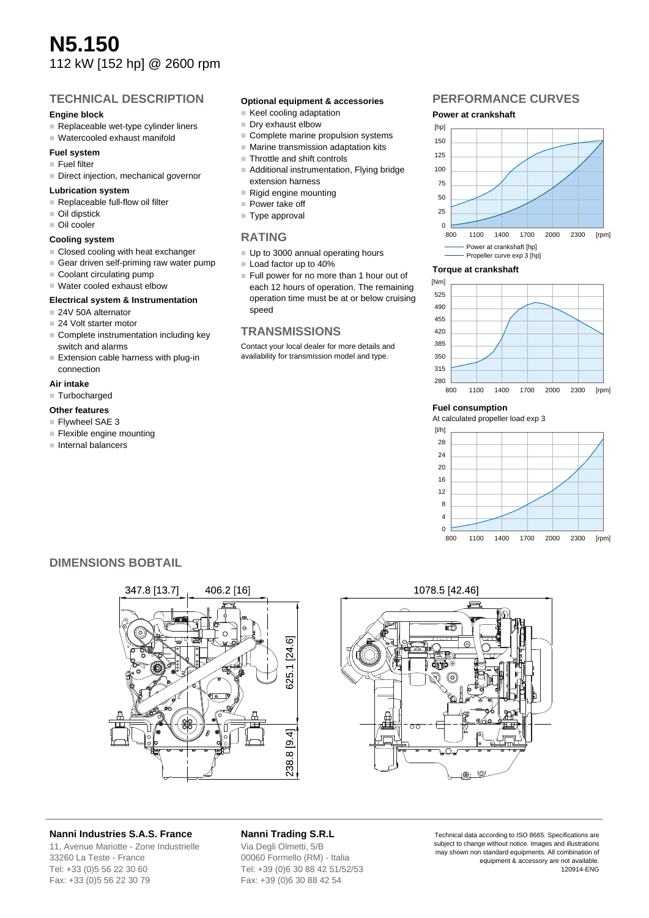# N5.150

112 kW [152 hp] @ 2600 rpm

## TECHNICAL DESCRIPTION

### Engine block

- Replaceable wet-type cylinder liners
- Watercooled exhaust manifold

### Fuel system

- Fuel filter
- Direct injection, mechanical governor

### Lubrication system

- Replaceable full-flow oil filter
- Oil dipstick
- Oil cooler

### Cooling system

- Closed cooling with heat exchanger
- Gear driven self-priming raw water pump
- Coolant circulating pump
- Water cooled exhaust elbow

### Electrical system & Instrumentation

- 24V 50A alternator
- 24 Volt starter motor
- Complete instrumentation including key switch and alarms
- Extension cable harness with plug-in connection

### Air intake

- Turbocharged

### Other features

- Flywheel SAE 3
- Flexible engine mounting
- Internal balancers

### Optional equipment & accessories

- Keel cooling adaptation
- Dry exhaust elbow
- Complete marine propulsion systems
- Marine transmission adaptation kits
- Throttle and shift controls
- Additional instrumentation, Flying bridge extension harness
- Rigid engine mounting
- Power take off
- Type approval

## RATING

- Up to 3000 annual operating hours
- Load factor up to 40%
- Full power for no more than 1 hour out of each 12 hours of operation. The remaining operation time must be at or below cruising speed

## TRANSMISSIONS

Contact your local dealer for more details and availability for transmission model and type.

## PERFORMANCE CURVES

### Power at crankshaft

[hp]
150
125
100
75
50
25
0
800 1100 1400 1700 2000 2300 [rpm]

Power at crankshaft [hp]
Propeller curve exp 3 [hp]

### Torque at crankshaft

[Nm]
525
490
455
420
385
350
315
280
800 1100 1400 1700 2000 2300 [rpm]

### Fuel consumption

At calculated propeller load exp 3

[l/h]
28
24
20
16
12
8
4
0
800 1100 1400 1700 2000 2300 [rpm]

## DIMENSIONS BOBTAIL

347.8 [13.7]
406.2 [16]
625.1 [24.6]
238.8 [9.4]
1078.5 [42.46]

**Nanni Industries S.A.S. France**
11, Avenue Mariotte - Zone Industrielle
33260 La Teste - France
Tel: +33 (0)5 56 22 30 60
Fax: +33 (0)5 56 22 30 79

**Nanni Trading S.R.L**
Via Degli Olmetti, 5/B
00060 Formello (RM) - Italia
Tel: +39 (0)6 30 88 42 51/52/53
Fax: +39 (0)6 30 88 42 54

Technical data according to ISO 8665. Specifications are subject to change without notice. Images and illustrations may shown non standard equipments. All combination of equipment & accessory are not available.
120914-ENG